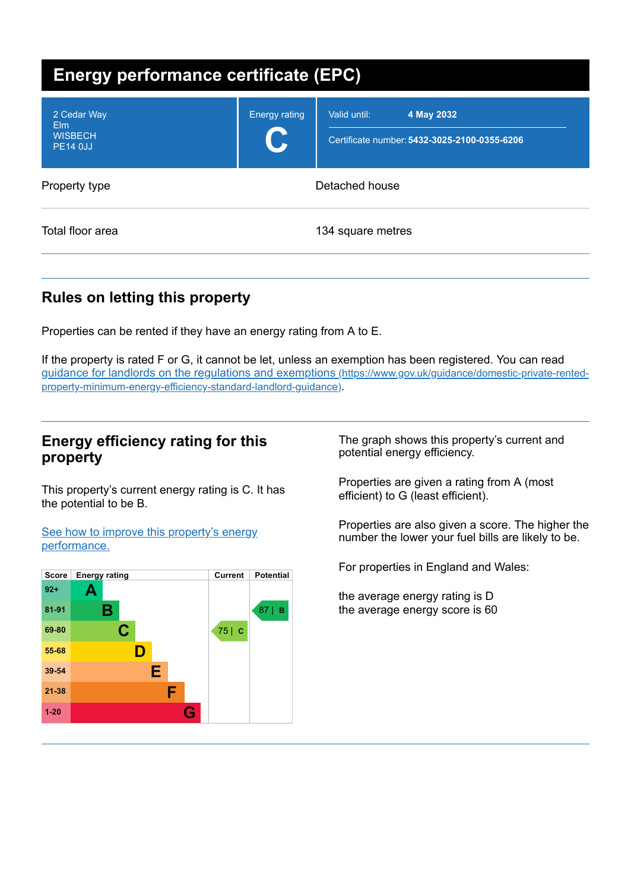# Energy performance certificate (EPC)

| | | |
|---|---|---|
| 2 Cedar Way<br>Elm<br>WISBECH<br>PE14 0JJ | Energy rating<br>**C** | Valid until: **4 May 2032**<br>Certificate number: **5432-3025-2100-0355-6206** |

| | |
|---|---|
| Property type | Detached house |
| Total floor area | 134 square metres |

## Rules on letting this property

Properties can be rented if they have an energy rating from A to E.

If the property is rated F or G, it cannot be let, unless an exemption has been registered. You can read [guidance for landlords on the regulations and exemptions (https://www.gov.uk/guidance/domestic-private-rented-property-minimum-energy-efficiency-standard-landlord-guidance)](https://www.gov.uk/guidance/domestic-private-rented-property-minimum-energy-efficiency-standard-landlord-guidance).

## Energy efficiency rating for this property

This property's current energy rating is C. It has the potential to be B.

[See how to improve this property's energy performance.]()

| Score | Energy rating | Current | Potential |
|---|---|---|---|
| 92+ | A | | |
| 81-91 | B | | 87 \| B |
| 69-80 | C | 75 \| C | |
| 55-68 | D | | |
| 39-54 | E | | |
| 21-38 | F | | |
| 1-20 | G | | |

The graph shows this property's current and potential energy efficiency.

Properties are given a rating from A (most efficient) to G (least efficient).

Properties are also given a score. The higher the number the lower your fuel bills are likely to be.

For properties in England and Wales:

the average energy rating is D
the average energy score is 60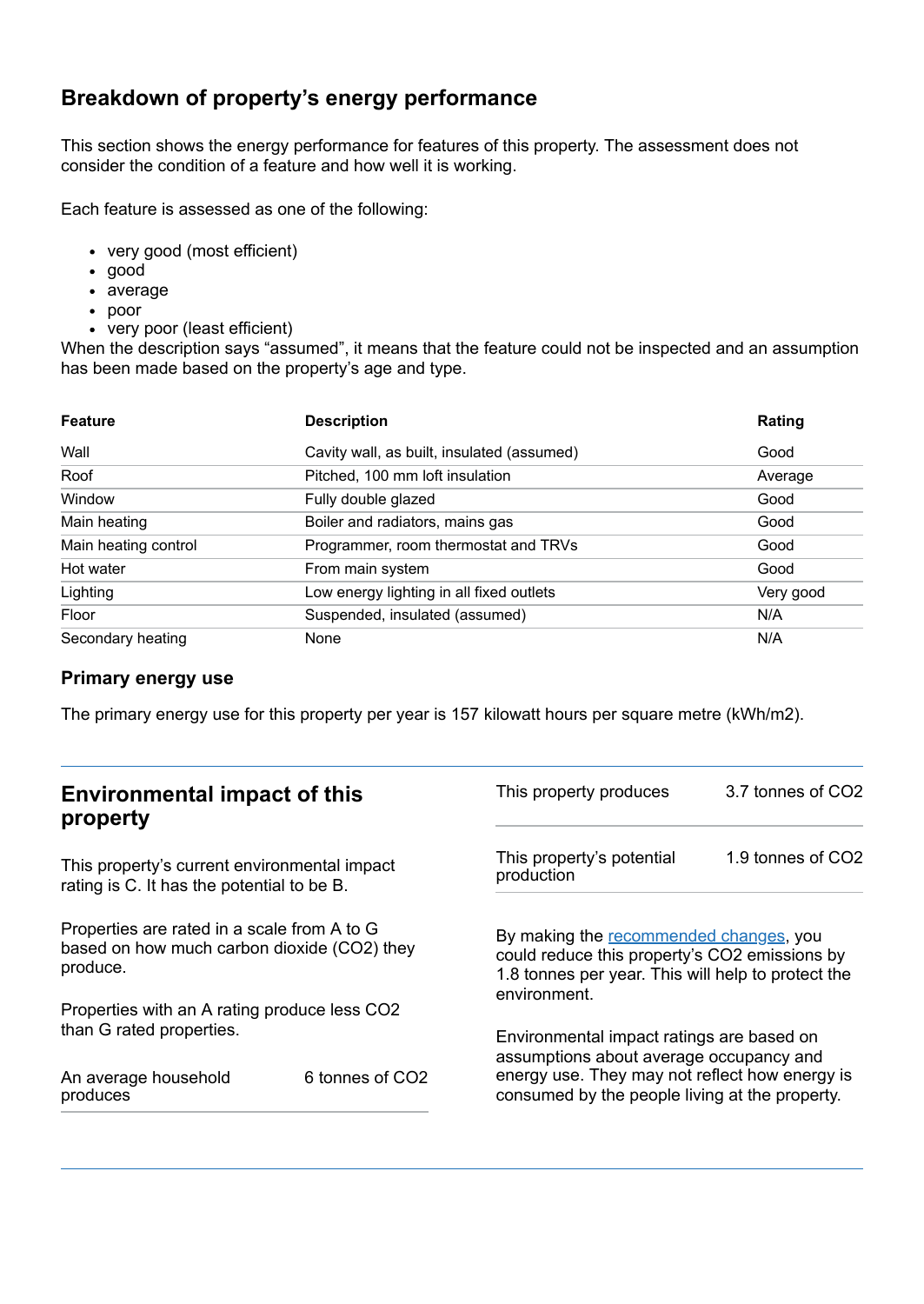## Breakdown of property's energy performance

This section shows the energy performance for features of this property. The assessment does not consider the condition of a feature and how well it is working.

Each feature is assessed as one of the following:

- very good (most efficient)
- good
- average
- poor
- very poor (least efficient)

When the description says "assumed", it means that the feature could not be inspected and an assumption has been made based on the property's age and type.

| Feature | Description | Rating |
|---|---|---|
| Wall | Cavity wall, as built, insulated (assumed) | Good |
| Roof | Pitched, 100 mm loft insulation | Average |
| Window | Fully double glazed | Good |
| Main heating | Boiler and radiators, mains gas | Good |
| Main heating control | Programmer, room thermostat and TRVs | Good |
| Hot water | From main system | Good |
| Lighting | Low energy lighting in all fixed outlets | Very good |
| Floor | Suspended, insulated (assumed) | N/A |
| Secondary heating | None | N/A |

### Primary energy use

The primary energy use for this property per year is 157 kilowatt hours per square metre (kWh/m2).

## Environmental impact of this property

This property's current environmental impact rating is C. It has the potential to be B.

Properties are rated in a scale from A to G based on how much carbon dioxide ($CO_2$) they produce.

Properties with an A rating produce less $CO_2$ than G rated properties.

| | |
|---|---|
| An average household produces | 6 tonnes of $CO_2$ |
| This property produces | 3.7 tonnes of $CO_2$ |
| This property's potential production | 1.9 tonnes of $CO_2$ |

By making the recommended changes, you could reduce this property's $CO_2$ emissions by 1.8 tonnes per year. This will help to protect the environment.

Environmental impact ratings are based on assumptions about average occupancy and energy use. They may not reflect how energy is consumed by the people living at the property.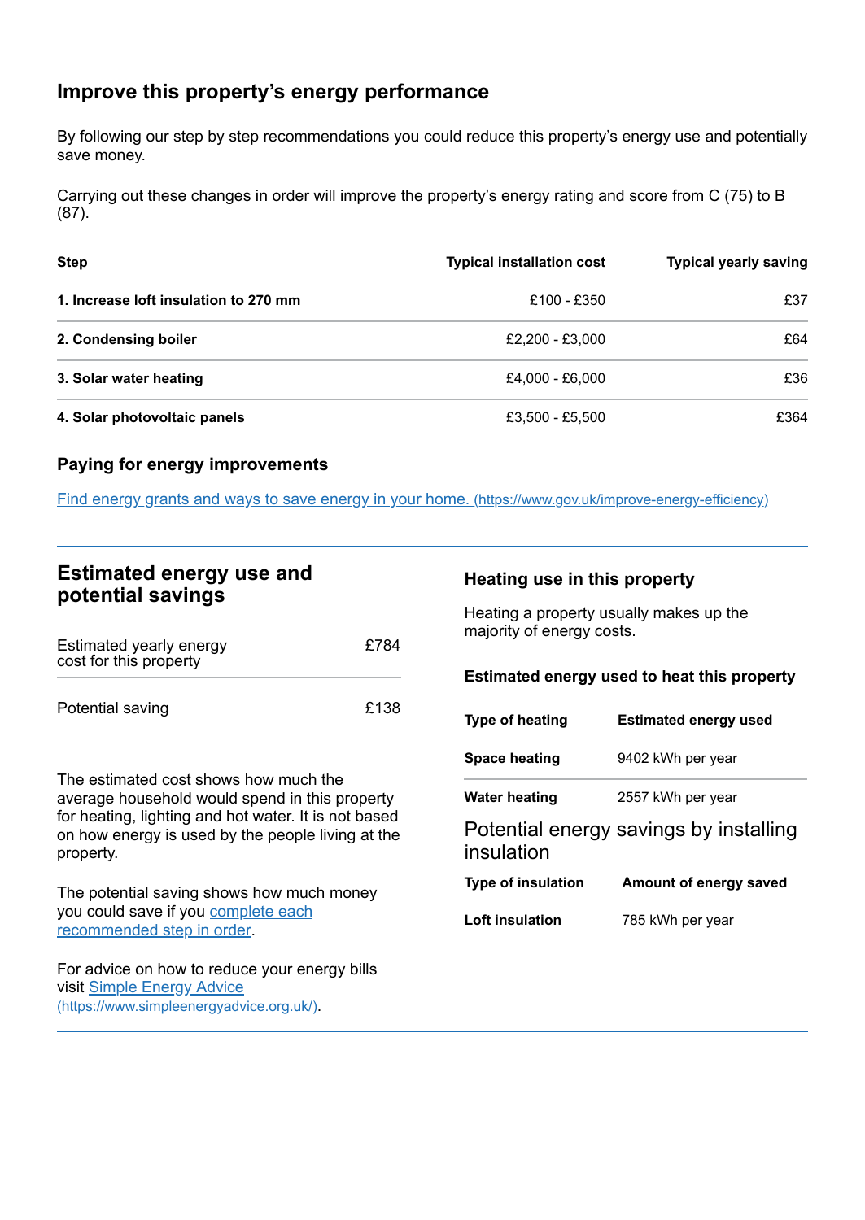## Improve this property's energy performance

By following our step by step recommendations you could reduce this property's energy use and potentially save money.

Carrying out these changes in order will improve the property's energy rating and score from C (75) to B (87).

| Step | Typical installation cost | Typical yearly saving |
| --- | --- | --- |
| **1. Increase loft insulation to 270 mm** | £100 - £350 | £37 |
| **2. Condensing boiler** | £2,200 - £3,000 | £64 |
| **3. Solar water heating** | £4,000 - £6,000 | £36 |
| **4. Solar photovoltaic panels** | £3,500 - £5,500 | £364 |

### Paying for energy improvements

[Find energy grants and ways to save energy in your home. (https://www.gov.uk/improve-energy-efficiency)](https://www.gov.uk/improve-energy-efficiency)

## Estimated energy use and potential savings

| | |
| --- | --- |
| Estimated yearly energy cost for this property | £784 |
| Potential saving | £138 |

The estimated cost shows how much the average household would spend in this property for heating, lighting and hot water. It is not based on how energy is used by the people living at the property.

The potential saving shows how much money you could save if you complete each recommended step in order.

For advice on how to reduce your energy bills visit [Simple Energy Advice (https://www.simpleenergyadvice.org.uk/)](https://www.simpleenergyadvice.org.uk/).

### Heating use in this property

Heating a property usually makes up the majority of energy costs.

#### Estimated energy used to heat this property

| Type of heating | Estimated energy used |
| --- | --- |
| **Space heating** | 9402 kWh per year |
| **Water heating** | 2557 kWh per year |

### Potential energy savings by installing insulation

| Type of insulation | Amount of energy saved |
| --- | --- |
| **Loft insulation** | 785 kWh per year |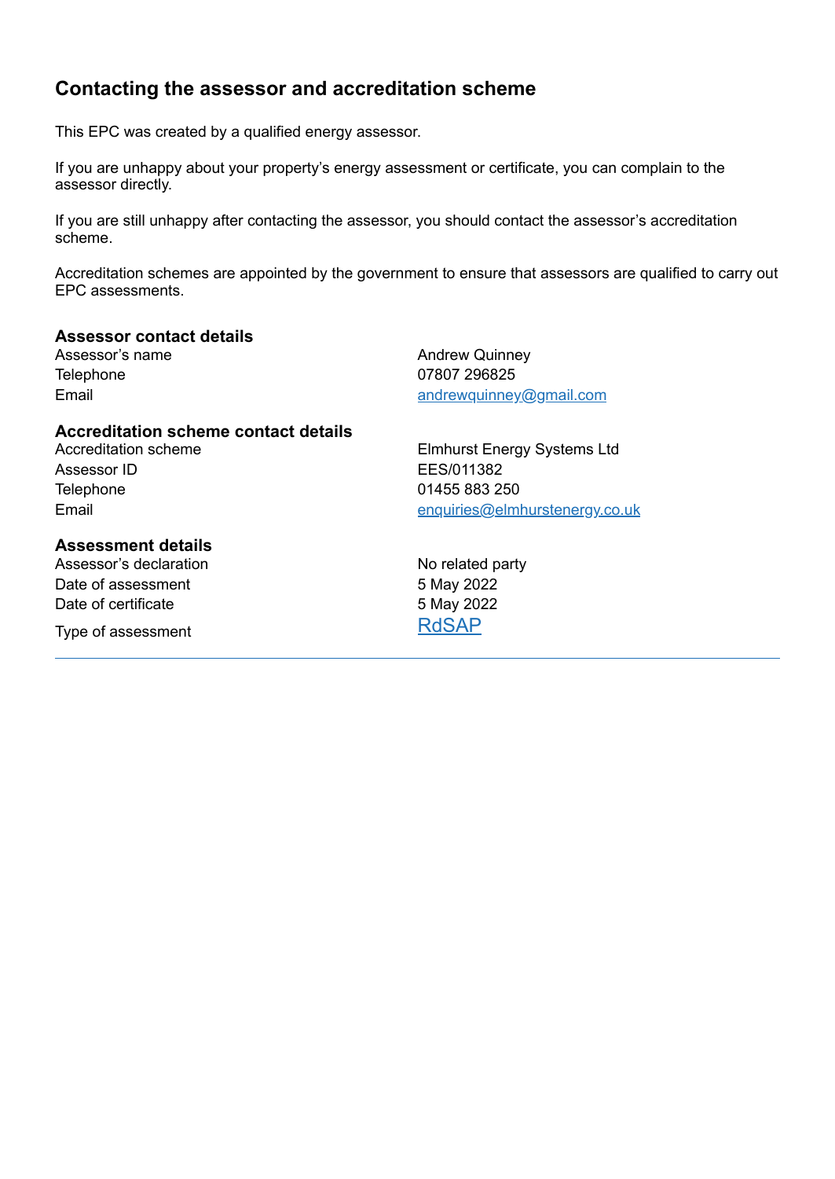## Contacting the assessor and accreditation scheme

This EPC was created by a qualified energy assessor.

If you are unhappy about your property's energy assessment or certificate, you can complain to the assessor directly.

If you are still unhappy after contacting the assessor, you should contact the assessor's accreditation scheme.

Accreditation schemes are appointed by the government to ensure that assessors are qualified to carry out EPC assessments.

### Assessor contact details

| | |
|---|---|
| Assessor's name | Andrew Quinney |
| Telephone | 07807 296825 |
| Email | andrewquinney@gmail.com |

### Accreditation scheme contact details

| | |
|---|---|
| Accreditation scheme | Elmhurst Energy Systems Ltd |
| Assessor ID | EES/011382 |
| Telephone | 01455 883 250 |
| Email | enquiries@elmhurstenergy.co.uk |

### Assessment details

| | |
|---|---|
| Assessor's declaration | No related party |
| Date of assessment | 5 May 2022 |
| Date of certificate | 5 May 2022 |
| Type of assessment | RdSAP |